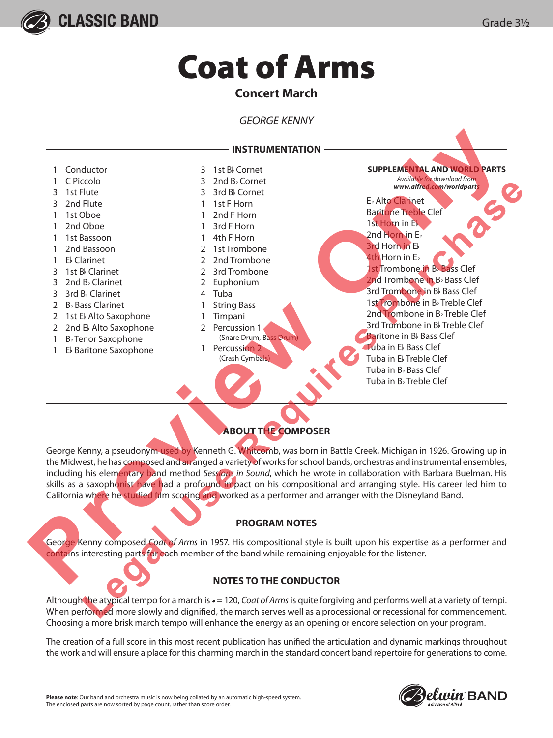CLASSIC BAND

Grade 3½

# Coat of Arms

**Concert March**

*GEORGE KENNY*

## INSTRUMENTATION

- 1 Conductor
- 1 C Piccolo
- 3 1st Flute
- 3 2nd Flute
- 1 1st Oboe
- 1 2nd Oboe
- 1 1st Bassoon
- 1 2nd Bassoon
- 1 E♭ Clarinet
- 3 1st B♭ Clarinet
- 3 2nd B♭ Clarinet
- 3 3rd B♭ Clarinet
- 2 B♭ Bass Clarinet
- 2 1st E♭ Alto Saxophone
- 2 2nd E♭ Alto Saxophone
- 1 B♭ Tenor Saxophone
- 1 E♭ Baritone Saxophone
- 3 1st B♭ Cornet
- 3 2nd B♭ Cornet
- 3 3rd B♭ Cornet
- 1 1st F Horn
- 1 2nd F Horn
- 1 3rd F Horn
- 1 4th F Horn
- 2 1st Trombone
- 2 2nd Trombone
- 2 3rd Trombone
- 2 Euphonium
- 4 Tuba
- 1 String Bass
- 1 Timpani
- 2 Percussion 1 (Snare Drum, Bass Drum)
- 1 Percussion 2 (Crash Cymbals)

**SUPPLEMENTAL AND WORLD PARTS**
*Available for download from* ***www.alfred.com/worldparts***

- E♭ Alto Clarinet
- Baritone Treble Clef
- 1st Horn in E♭
- 2nd Horn in E♭
- 3rd Horn in E♭
- 4th Horn in E♭
- 1st Trombone in B♭ Bass Clef
- 2nd Trombone in B♭ Bass Clef
- 3rd Trombone in B♭ Bass Clef
- 1st Trombone in B♭ Treble Clef
- 2nd Trombone in B♭ Treble Clef
- 3rd Trombone in B♭ Treble Clef
- Baritone in B♭ Bass Clef
- Tuba in E♭ Bass Clef
- Tuba in E♭ Treble Clef
- Tuba in B♭ Bass Clef
- Tuba in B♭ Treble Clef

## ABOUT THE COMPOSER

George Kenny, a pseudonym used by Kenneth G. Whitcomb, was born in Battle Creek, Michigan in 1926. Growing up in the Midwest, he has composed and arranged a variety of works for school bands, orchestras and instrumental ensembles, including his elementary band method *Sessions in Sound*, which he wrote in collaboration with Barbara Buelman. His skills as a saxophonist have had a profound impact on his compositional and arranging style. His career led him to California where he studied film scoring and worked as a performer and arranger with the Disneyland Band.

## PROGRAM NOTES

George Kenny composed *Coat of Arms* in 1957. His compositional style is built upon his expertise as a performer and contains interesting parts for each member of the band while remaining enjoyable for the listener.

## NOTES TO THE CONDUCTOR

Although the atypical tempo for a march is ♩= 120, *Coat of Arms* is quite forgiving and performs well at a variety of tempi. When performed more slowly and dignified, the march serves well as a processional or recessional for commencement. Choosing a more brisk march tempo will enhance the energy as an opening or encore selection on your program.

The creation of a full score in this most recent publication has unified the articulation and dynamic markings throughout the work and will ensure a place for this charming march in the standard concert band repertoire for generations to come.

**Please note**: Our band and orchestra music is now being collated by an automatic high-speed system. The enclosed parts are now sorted by page count, rather than score order.

Belwin BAND — a division of Alfred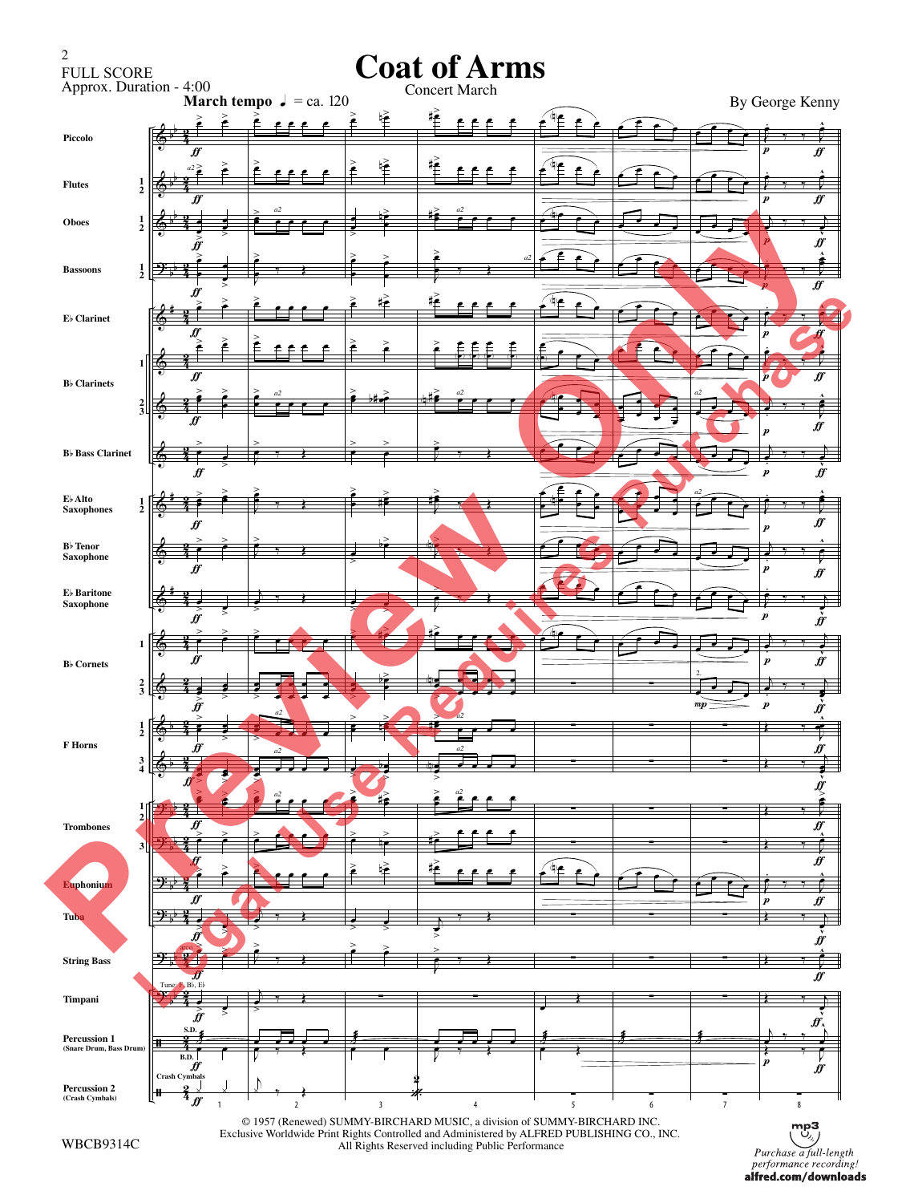FULL SCORE
Approx. Duration - 4:00

# Coat of Arms

Concert March

By George Kenny

**March tempo** ♩ = ca. 120

© 1957 (Renewed) SUMMY-BIRCHARD MUSIC, a division of SUMMY-BIRCHARD INC.
Exclusive Worldwide Print Rights Controlled and Administered by ALFRED PUBLISHING CO., INC.
All Rights Reserved including Public Performance

WBCB9314C

*Purchase a full-length performance recording!*
**alfred.com/downloads**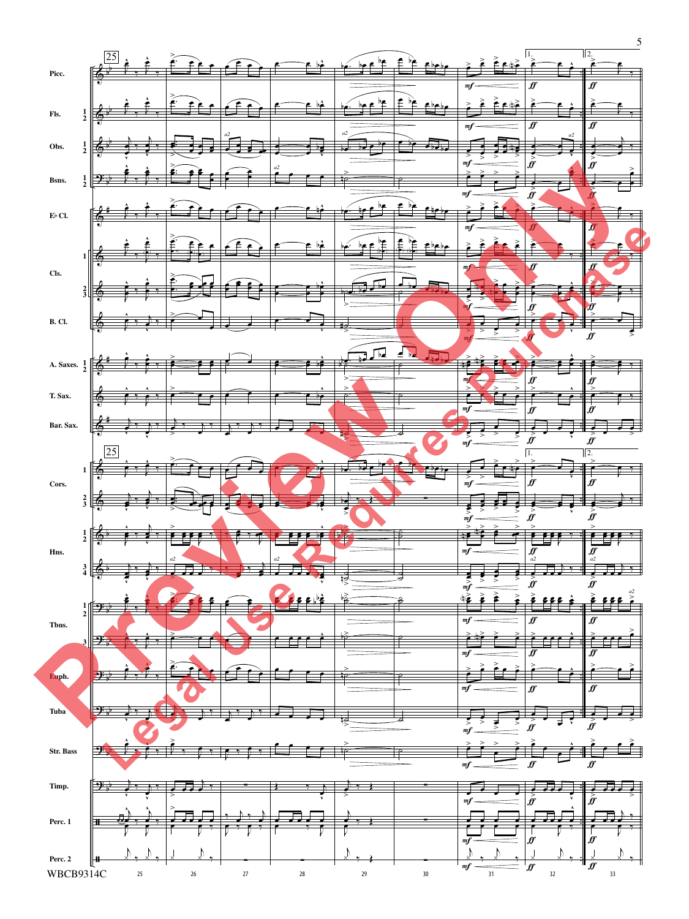25

Picc.

Fls. 1 2

Obs. 1 2

Bsns. 1 2

E♭ Cl.

Cls. 1 2 3

B. Cl.

A. Saxes. 1 2

T. Sax.

Bar. Sax.

Cors. 1 2 3

Hns. 1 2 3 4

Tbns. 1 2 3

Euph.

Tuba

Str. Bass

Timp.

Perc. 1

Perc. 2

*mf* *ff*

1. 2.

25 26 27 28 29 30 31 32 33

WBCB9314C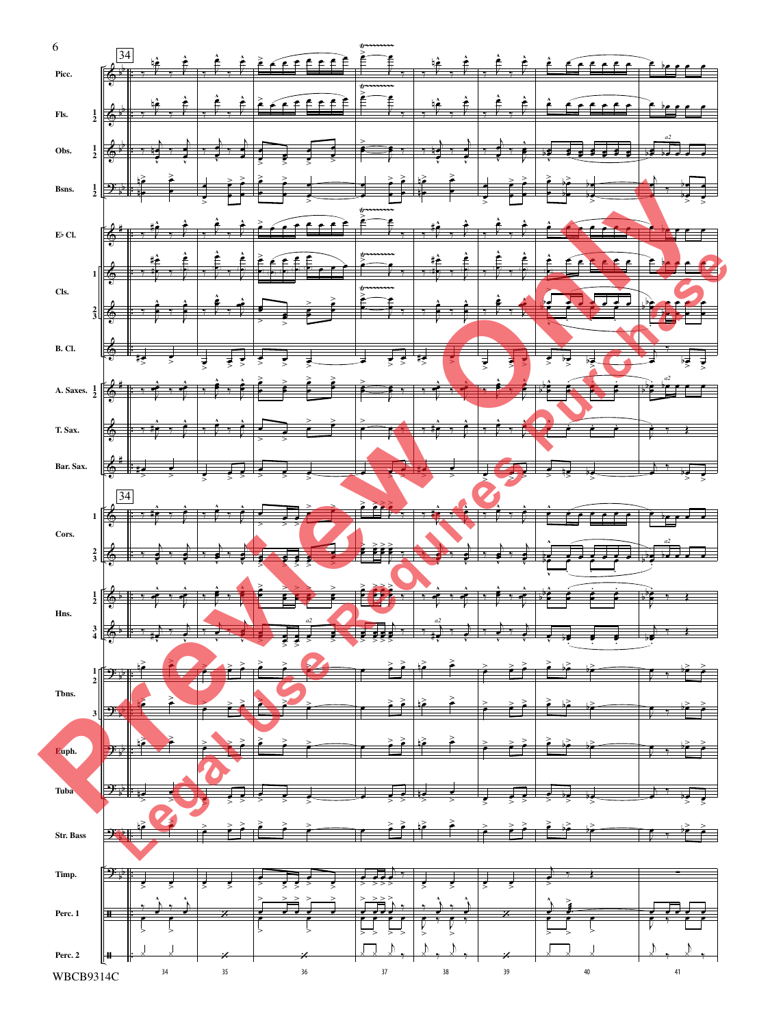34

Picc.

Fls. 1 2

Obs. 1 2

Bsns. 1 2

E♭ Cl.

Cls. 1 2 3

B. Cl.

A. Saxes. 1 2

T. Sax.

Bar. Sax.

34

Cors. 1 2 3

Hns. 1 2 3 4

Tbns. 1 2 3

Euph.

Tuba

Str. Bass

Timp.

Perc. 1

Perc. 2

34 35 36 37 38 39 40 41

WBCB9314C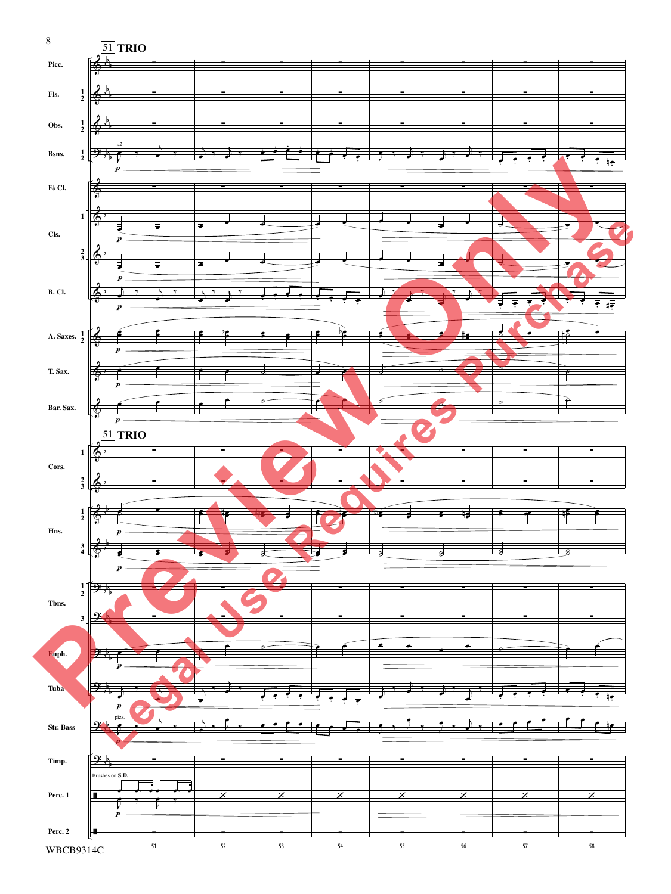51 TRIO

Picc.

Fls. 1 2

Obs. 1 2

Bsns. 1 2

Eb Cl.

Cls. 1 2 3

B. Cl.

A. Saxes. 1 2

T. Sax.

Bar. Sax.

51 TRIO

Cors. 1 2 3

Hns. 1 2 3 4

Tbns. 1 2 3

Euph.

Tuba

Str. Bass

Timp.

Perc. 1

Perc. 2

Preview Only
Legal Use Requires Purchase

WBCB9314C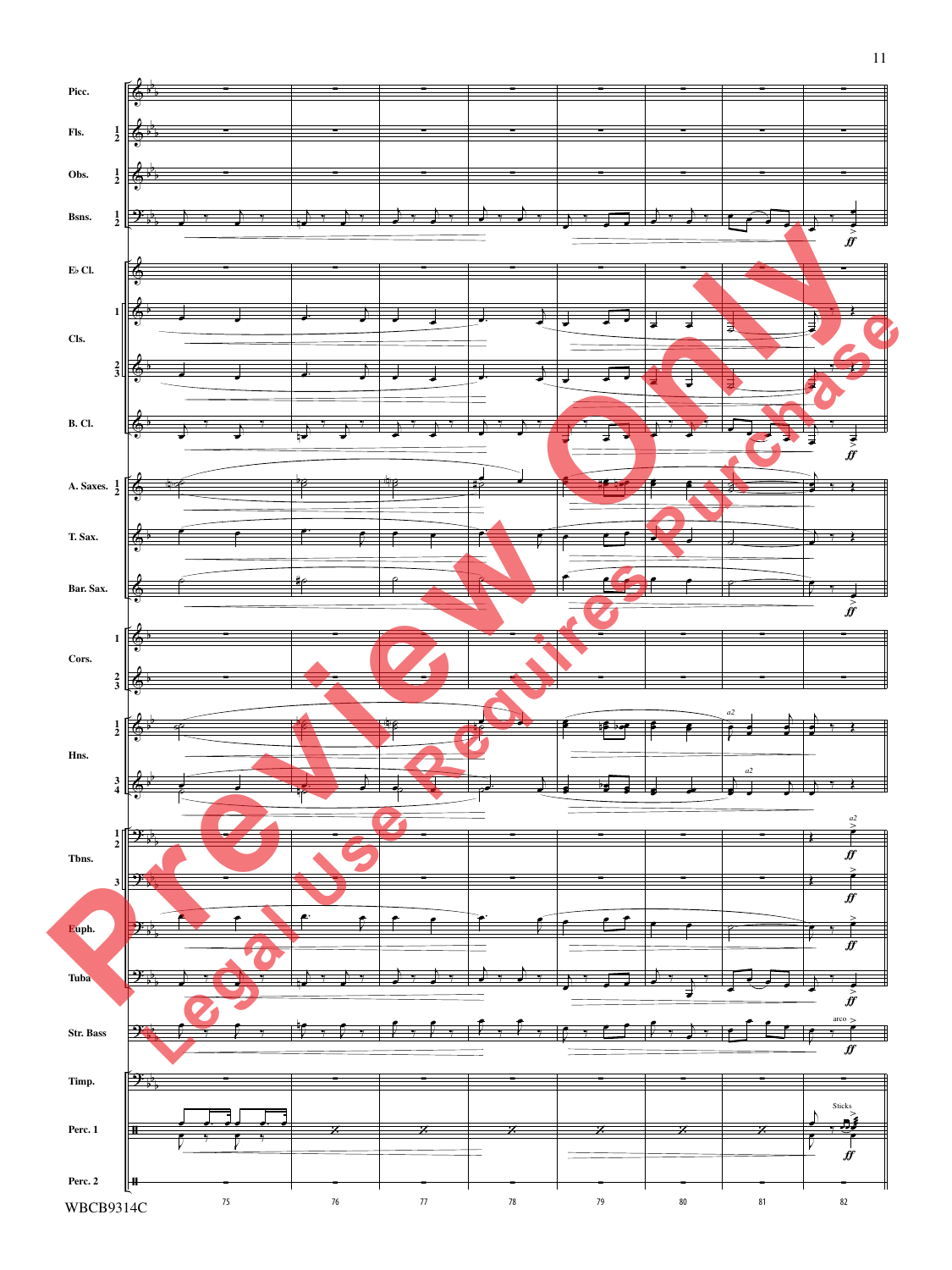Picc.

Fls. 1 2

Obs. 1 2

Bsns. 1 2

E♭ Cl.

Cls. 1

2 3

B. Cl.

A. Saxes. 1 2

T. Sax.

Bar. Sax.

Cors. 1

2 3

Hns. 1 2

3 4

Tbns. 1 2

3

Euph.

Tuba

Str. Bass

Timp.

Perc. 1

Perc. 2

a2

a2

a2

arco

Sticks

*ff*

75 76 77 78 79 80 81 82

WBCB9314C

Preview Only

Legal Use Requires Purchase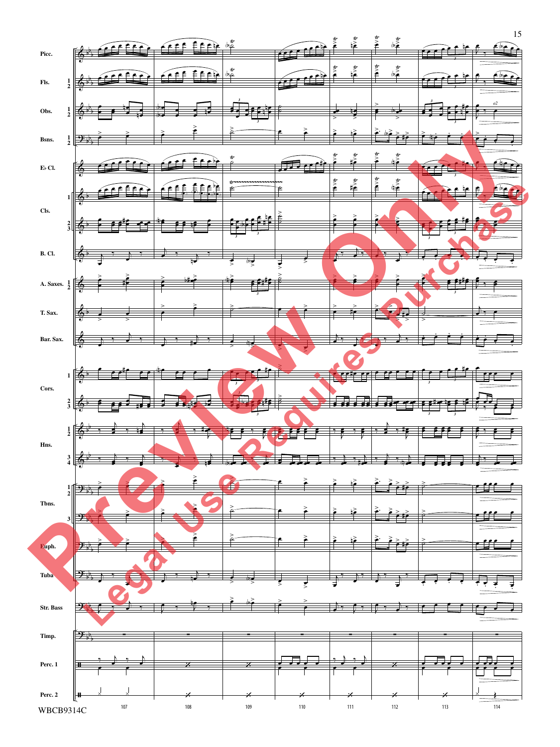Picc.

Fls. 1 2

Obs. 1 2

Bsns. 1 2

E♭ Cl.

Cls. 1 2 3

B. Cl.

A. Saxes. 1 2

T. Sax.

Bar. Sax.

Cors. 1 2 3

Hns. 1 2 3 4

Tbns. 1 2 3

Euph.

Tuba

Str. Bass

Timp.

Perc. 1

Perc. 2

107 108 109 110 111 112 113 114

WBCB9314C

Preview Only

Legal Use Requires Purchase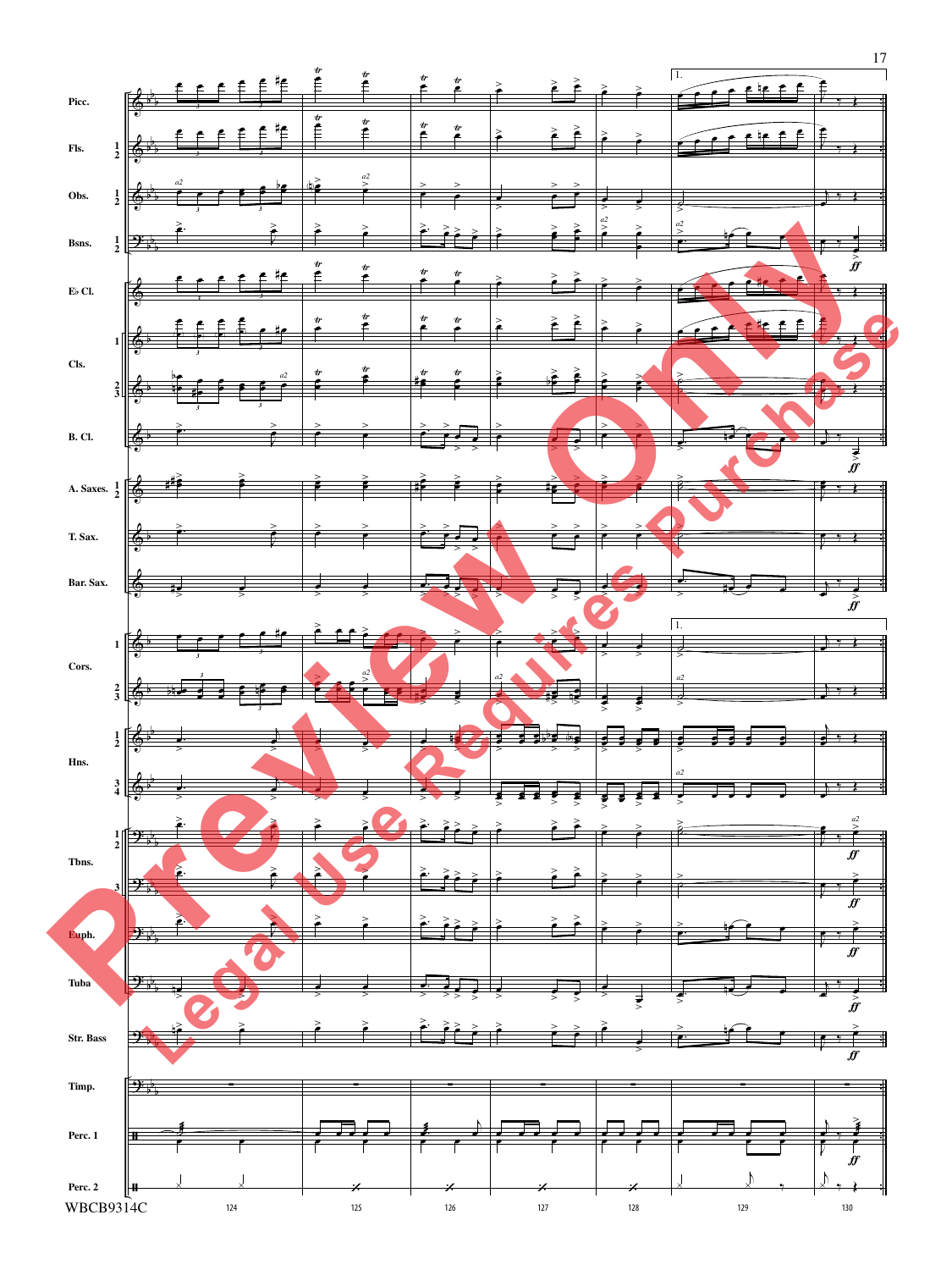Picc.

Fls. 1 2

Obs. 1 2

Bsns. 1 2

E♭ Cl.

Cls. 1 2 3

B. Cl.

A. Saxes. 1 2

T. Sax.

Bar. Sax.

Cors. 1 2 3

Hns. 1 2 3 4

Tbns. 1 2 3

Euph.

Tuba

Str. Bass

Timp.

Perc. 1

Perc. 2

124 125 126 127 128 129 130

WBCB9314C

Preview Only
Legal Use Requires Purchase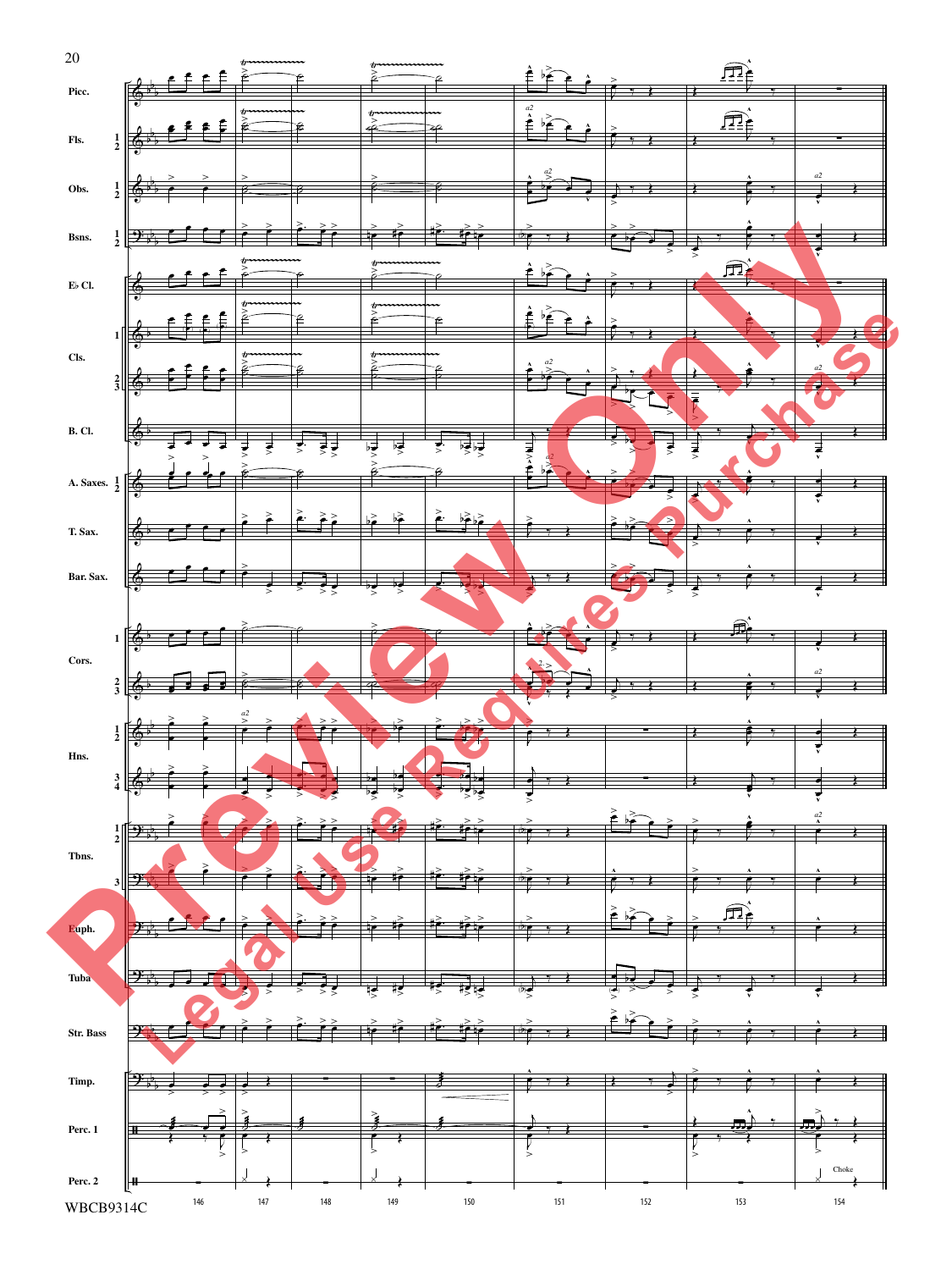Picc.

Fls. 1 2

Obs. 1 2

Bsns. 1 2

E♭ Cl.

Cls. 1 2 3

B. Cl.

A. Saxes. 1 2

T. Sax.

Bar. Sax.

Cors. 1 2 3

Hns. 1 2 3 4

Tbns. 1 2 3

Euph.

Tuba

Str. Bass

Timp.

Perc. 1

Perc. 2

146 147 148 149 150 151 152 153 154

Choke

Preview Only

Legal Use Requires Purchase

WBCB9314C